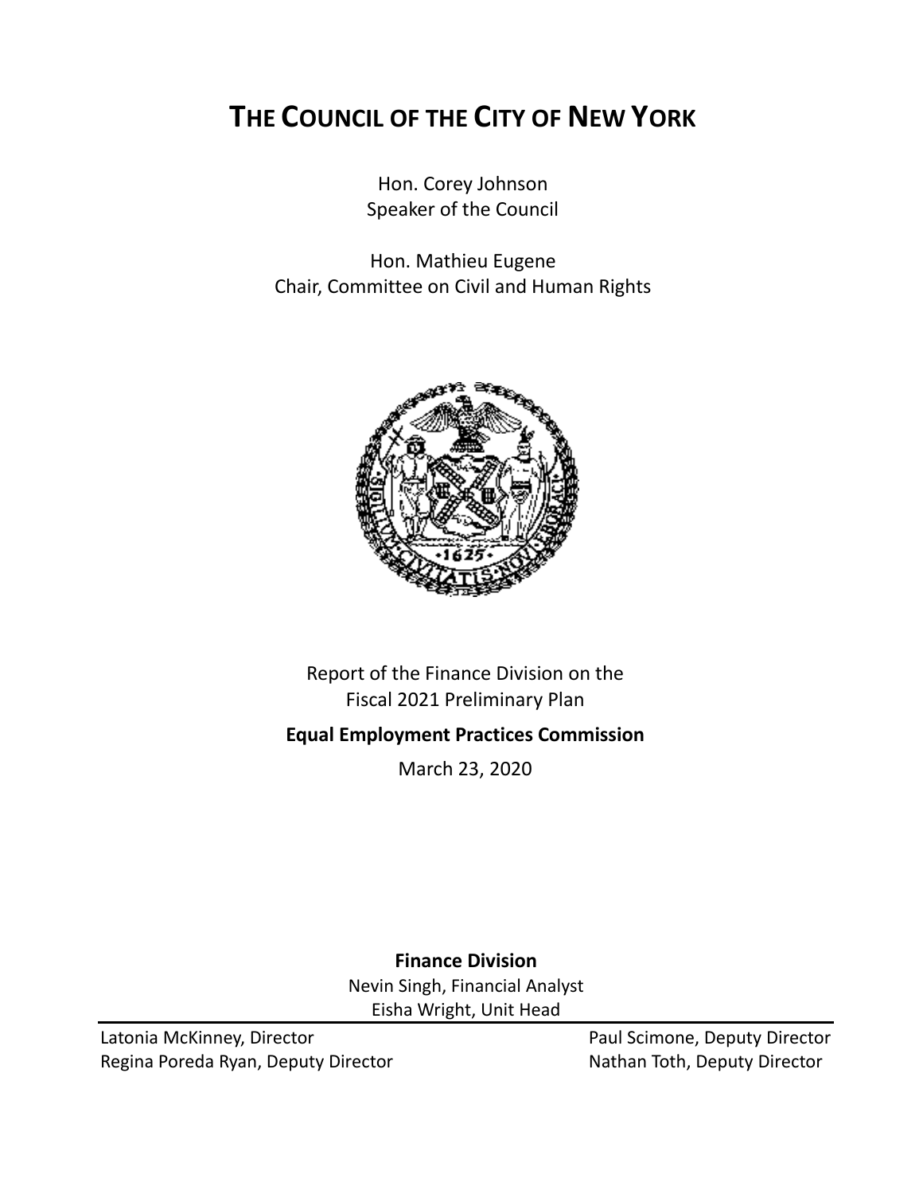# THE COUNCIL OF THE CITY OF NEW YORK

Hon. Corey Johnson
Speaker of the Council

Hon. Mathieu Eugene
Chair, Committee on Civil and Human Rights

Report of the Finance Division on the
Fiscal 2021 Preliminary Plan

**Equal Employment Practices Commission**

March 23, 2020

**Finance Division**

Nevin Singh, Financial Analyst
Eisha Wright, Unit Head

Latonia McKinney, Director
Regina Poreda Ryan, Deputy Director
Paul Scimone, Deputy Director
Nathan Toth, Deputy Director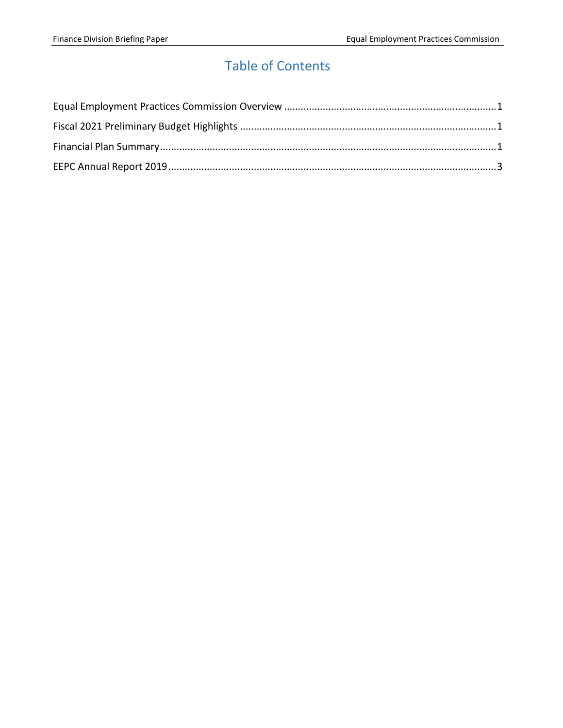# Table of Contents

Equal Employment Practices Commission Overview ....................................................................................1

Fiscal 2021 Preliminary Budget Highlights ....................................................................................1

Financial Plan Summary....................................................................................................................1

EEPC Annual Report 2019..................................................................................................................3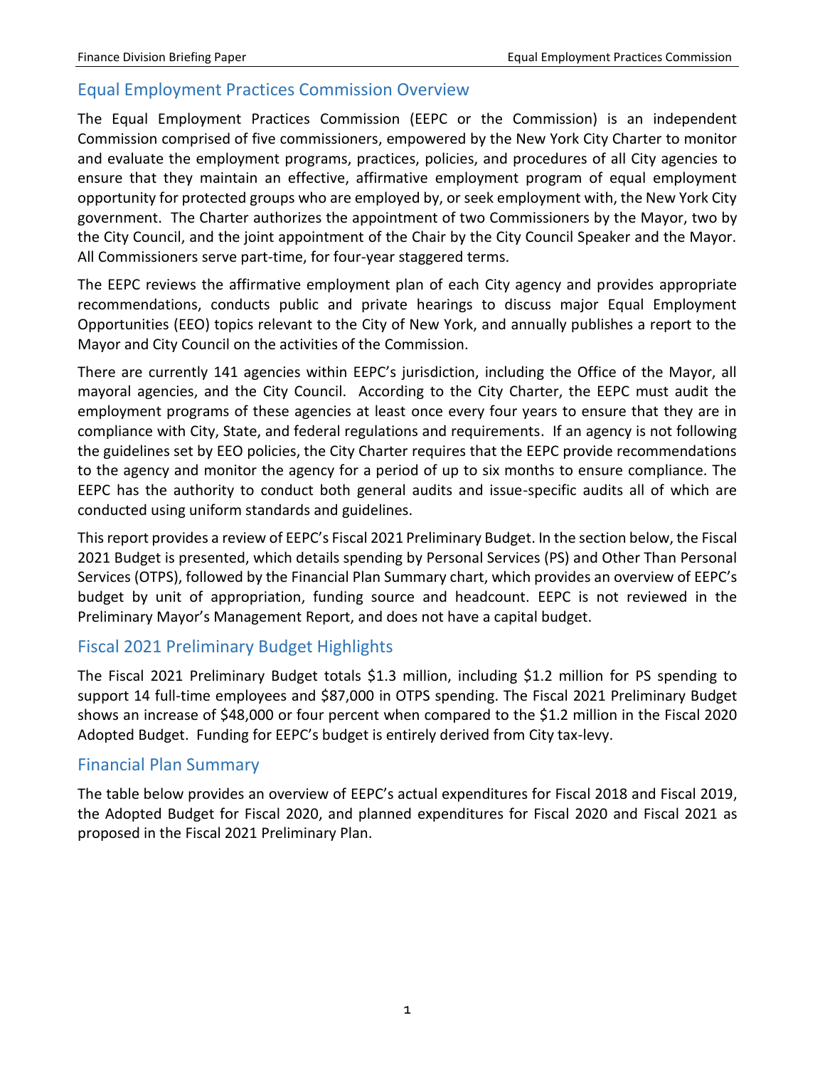## Equal Employment Practices Commission Overview

The Equal Employment Practices Commission (EEPC or the Commission) is an independent Commission comprised of five commissioners, empowered by the New York City Charter to monitor and evaluate the employment programs, practices, policies, and procedures of all City agencies to ensure that they maintain an effective, affirmative employment program of equal employment opportunity for protected groups who are employed by, or seek employment with, the New York City government. The Charter authorizes the appointment of two Commissioners by the Mayor, two by the City Council, and the joint appointment of the Chair by the City Council Speaker and the Mayor. All Commissioners serve part-time, for four-year staggered terms.

The EEPC reviews the affirmative employment plan of each City agency and provides appropriate recommendations, conducts public and private hearings to discuss major Equal Employment Opportunities (EEO) topics relevant to the City of New York, and annually publishes a report to the Mayor and City Council on the activities of the Commission.

There are currently 141 agencies within EEPC's jurisdiction, including the Office of the Mayor, all mayoral agencies, and the City Council. According to the City Charter, the EEPC must audit the employment programs of these agencies at least once every four years to ensure that they are in compliance with City, State, and federal regulations and requirements. If an agency is not following the guidelines set by EEO policies, the City Charter requires that the EEPC provide recommendations to the agency and monitor the agency for a period of up to six months to ensure compliance. The EEPC has the authority to conduct both general audits and issue-specific audits all of which are conducted using uniform standards and guidelines.

This report provides a review of EEPC's Fiscal 2021 Preliminary Budget. In the section below, the Fiscal 2021 Budget is presented, which details spending by Personal Services (PS) and Other Than Personal Services (OTPS), followed by the Financial Plan Summary chart, which provides an overview of EEPC's budget by unit of appropriation, funding source and headcount. EEPC is not reviewed in the Preliminary Mayor's Management Report, and does not have a capital budget.

## Fiscal 2021 Preliminary Budget Highlights

The Fiscal 2021 Preliminary Budget totals $1.3 million, including $1.2 million for PS spending to support 14 full-time employees and $87,000 in OTPS spending. The Fiscal 2021 Preliminary Budget shows an increase of $48,000 or four percent when compared to the $1.2 million in the Fiscal 2020 Adopted Budget. Funding for EEPC's budget is entirely derived from City tax-levy.

## Financial Plan Summary

The table below provides an overview of EEPC's actual expenditures for Fiscal 2018 and Fiscal 2019, the Adopted Budget for Fiscal 2020, and planned expenditures for Fiscal 2020 and Fiscal 2021 as proposed in the Fiscal 2021 Preliminary Plan.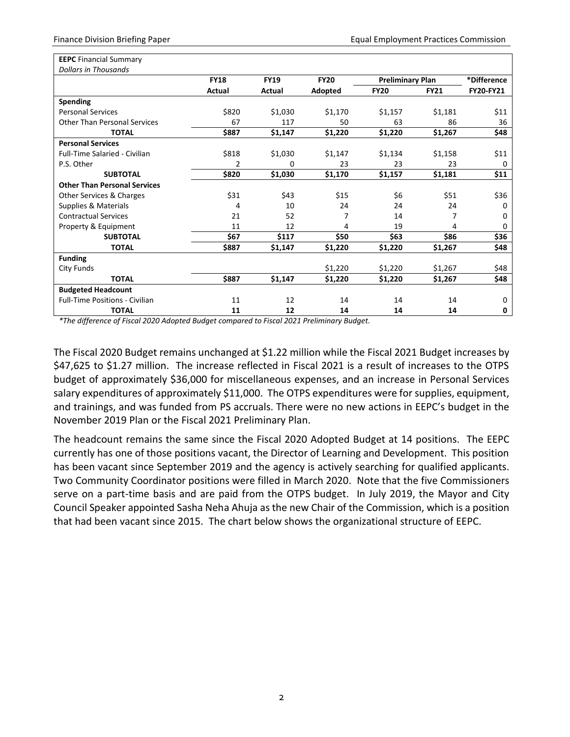**EEPC** Financial Summary
*Dollars in Thousands*

| | FY18 | FY19 | FY20 | Preliminary Plan | | *Difference |
|---|---|---|---|---|---|---|
| | Actual | Actual | Adopted | FY20 | FY21 | FY20-FY21 |
| **Spending** | | | | | | |
| Personal Services | $820 | $1,030 | $1,170 | $1,157 | $1,181 | $11 |
| Other Than Personal Services | 67 | 117 | 50 | 63 | 86 | 36 |
| **TOTAL** | **$887** | **$1,147** | **$1,220** | **$1,220** | **$1,267** | **$48** |
| **Personal Services** | | | | | | |
| Full-Time Salaried - Civilian | $818 | $1,030 | $1,147 | $1,134 | $1,158 | $11 |
| P.S. Other | 2 | 0 | 23 | 23 | 23 | 0 |
| **SUBTOTAL** | **$820** | **$1,030** | **$1,170** | **$1,157** | **$1,181** | **$11** |
| **Other Than Personal Services** | | | | | | |
| Other Services & Charges | $31 | $43 | $15 | $6 | $51 | $36 |
| Supplies & Materials | 4 | 10 | 24 | 24 | 24 | 0 |
| Contractual Services | 21 | 52 | 7 | 14 | 7 | 0 |
| Property & Equipment | 11 | 12 | 4 | 19 | 4 | 0 |
| **SUBTOTAL** | **$67** | **$117** | **$50** | **$63** | **$86** | **$36** |
| **TOTAL** | **$887** | **$1,147** | **$1,220** | **$1,220** | **$1,267** | **$48** |
| **Funding** | | | | | | |
| City Funds | | | $1,220 | $1,220 | $1,267 | $48 |
| **TOTAL** | **$887** | **$1,147** | **$1,220** | **$1,220** | **$1,267** | **$48** |
| **Budgeted Headcount** | | | | | | |
| Full-Time Positions - Civilian | 11 | 12 | 14 | 14 | 14 | 0 |
| **TOTAL** | **11** | **12** | **14** | **14** | **14** | **0** |

*\*The difference of Fiscal 2020 Adopted Budget compared to Fiscal 2021 Preliminary Budget.*

The Fiscal 2020 Budget remains unchanged at $1.22 million while the Fiscal 2021 Budget increases by $47,625 to $1.27 million. The increase reflected in Fiscal 2021 is a result of increases to the OTPS budget of approximately $36,000 for miscellaneous expenses, and an increase in Personal Services salary expenditures of approximately $11,000. The OTPS expenditures were for supplies, equipment, and trainings, and was funded from PS accruals. There were no new actions in EEPC's budget in the November 2019 Plan or the Fiscal 2021 Preliminary Plan.

The headcount remains the same since the Fiscal 2020 Adopted Budget at 14 positions. The EEPC currently has one of those positions vacant, the Director of Learning and Development. This position has been vacant since September 2019 and the agency is actively searching for qualified applicants. Two Community Coordinator positions were filled in March 2020. Note that the five Commissioners serve on a part-time basis and are paid from the OTPS budget. In July 2019, the Mayor and City Council Speaker appointed Sasha Neha Ahuja as the new Chair of the Commission, which is a position that had been vacant since 2015. The chart below shows the organizational structure of EEPC.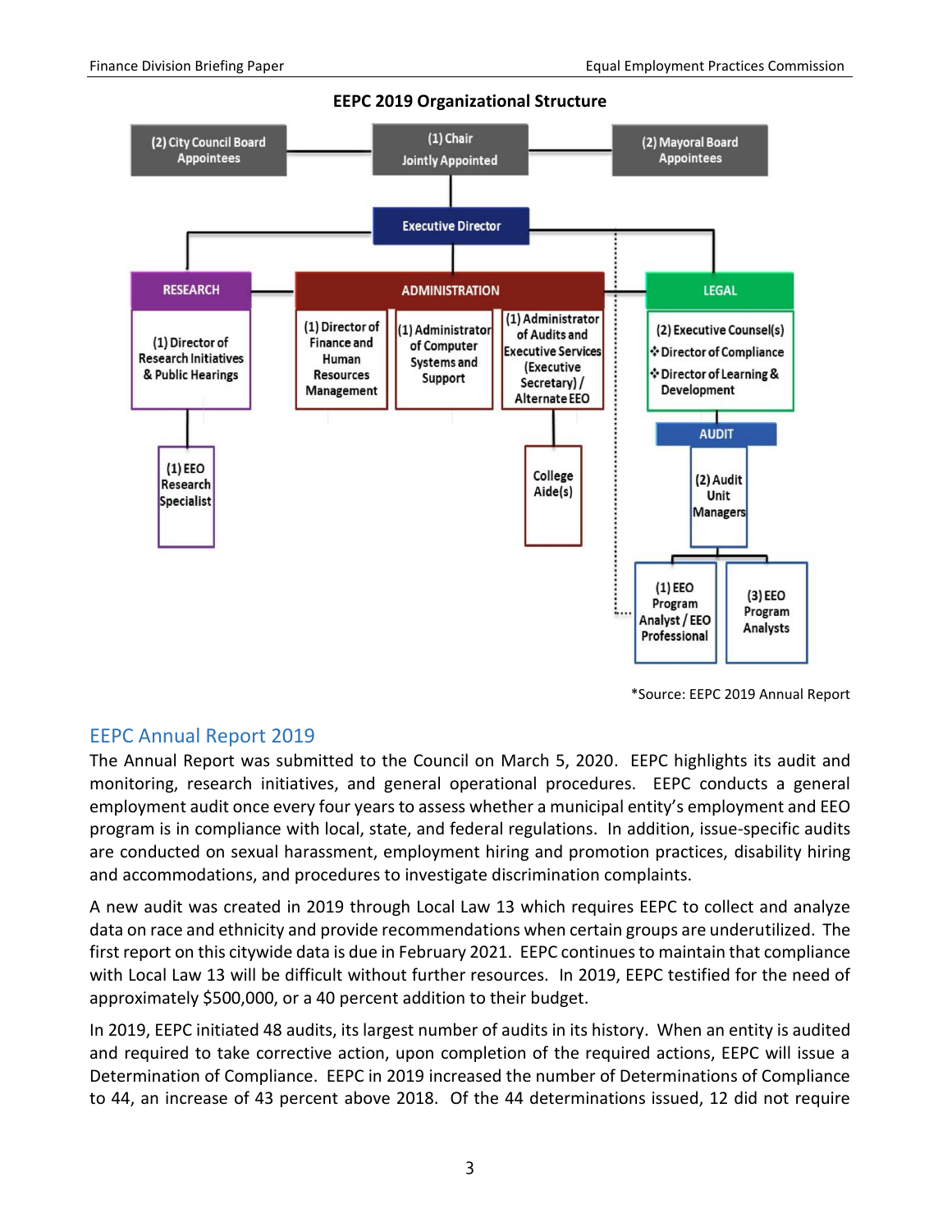**EEPC 2019 Organizational Structure**

(2) City Council Board Appointees

(1) Chair Jointly Appointed

(2) Mayoral Board Appointees

Executive Director

RESEARCH

- (1) Director of Research Initiatives & Public Hearings
  - (1) EEO Research Specialist

ADMINISTRATION

- (1) Director of Finance and Human Resources Management
- (1) Administrator of Computer Systems and Support
- (1) Administrator of Audits and Executive Services (Executive Secretary) / Alternate EEO
  - College Aide(s)

LEGAL

- (2) Executive Counsel(s)
- ❖Director of Compliance
- ❖Director of Learning & Development

AUDIT

- (2) Audit Unit Managers
  - (1) EEO Program Analyst / EEO Professional
  - (3) EEO Program Analysts

*Source: EEPC 2019 Annual Report

## EEPC Annual Report 2019

The Annual Report was submitted to the Council on March 5, 2020. EEPC highlights its audit and monitoring, research initiatives, and general operational procedures. EEPC conducts a general employment audit once every four years to assess whether a municipal entity's employment and EEO program is in compliance with local, state, and federal regulations. In addition, issue-specific audits are conducted on sexual harassment, employment hiring and promotion practices, disability hiring and accommodations, and procedures to investigate discrimination complaints.

A new audit was created in 2019 through Local Law 13 which requires EEPC to collect and analyze data on race and ethnicity and provide recommendations when certain groups are underutilized. The first report on this citywide data is due in February 2021. EEPC continues to maintain that compliance with Local Law 13 will be difficult without further resources. In 2019, EEPC testified for the need of approximately $500,000, or a 40 percent addition to their budget.

In 2019, EEPC initiated 48 audits, its largest number of audits in its history. When an entity is audited and required to take corrective action, upon completion of the required actions, EEPC will issue a Determination of Compliance. EEPC in 2019 increased the number of Determinations of Compliance to 44, an increase of 43 percent above 2018. Of the 44 determinations issued, 12 did not require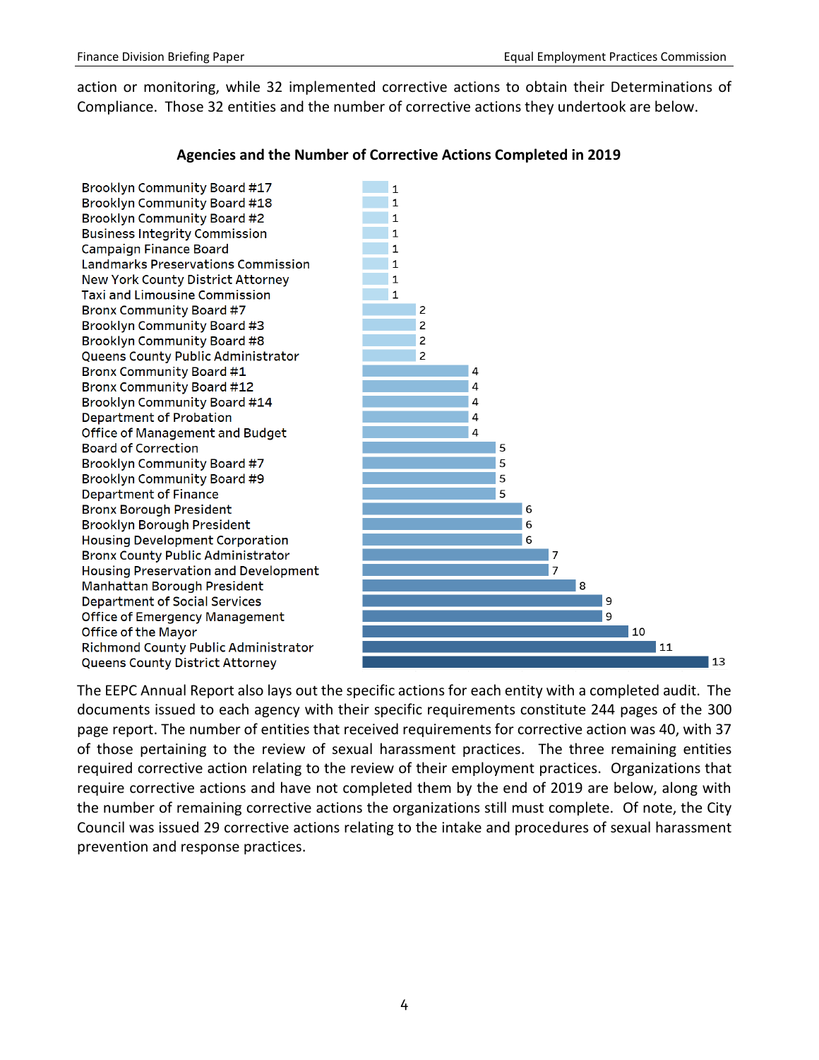action or monitoring, while 32 implemented corrective actions to obtain their Determinations of Compliance. Those 32 entities and the number of corrective actions they undertook are below.

**Agencies and the Number of Corrective Actions Completed in 2019**

| Agency | Corrective Actions |
| --- | --- |
| Brooklyn Community Board #17 | 1 |
| Brooklyn Community Board #18 | 1 |
| Brooklyn Community Board #2 | 1 |
| Business Integrity Commission | 1 |
| Campaign Finance Board | 1 |
| Landmarks Preservations Commission | 1 |
| New York County District Attorney | 1 |
| Taxi and Limousine Commission | 1 |
| Bronx Community Board #7 | 2 |
| Brooklyn Community Board #3 | 2 |
| Brooklyn Community Board #8 | 2 |
| Queens County Public Administrator | 2 |
| Bronx Community Board #1 | 4 |
| Bronx Community Board #12 | 4 |
| Brooklyn Community Board #14 | 4 |
| Department of Probation | 4 |
| Office of Management and Budget | 4 |
| Board of Correction | 5 |
| Brooklyn Community Board #7 | 5 |
| Brooklyn Community Board #9 | 5 |
| Department of Finance | 5 |
| Bronx Borough President | 6 |
| Brooklyn Borough President | 6 |
| Housing Development Corporation | 6 |
| Bronx County Public Administrator | 7 |
| Housing Preservation and Development | 7 |
| Manhattan Borough President | 8 |
| Department of Social Services | 9 |
| Office of Emergency Management | 9 |
| Office of the Mayor | 10 |
| Richmond County Public Administrator | 11 |
| Queens County District Attorney | 13 |

The EEPC Annual Report also lays out the specific actions for each entity with a completed audit. The documents issued to each agency with their specific requirements constitute 244 pages of the 300 page report. The number of entities that received requirements for corrective action was 40, with 37 of those pertaining to the review of sexual harassment practices. The three remaining entities required corrective action relating to the review of their employment practices. Organizations that require corrective actions and have not completed them by the end of 2019 are below, along with the number of remaining corrective actions the organizations still must complete. Of note, the City Council was issued 29 corrective actions relating to the intake and procedures of sexual harassment prevention and response practices.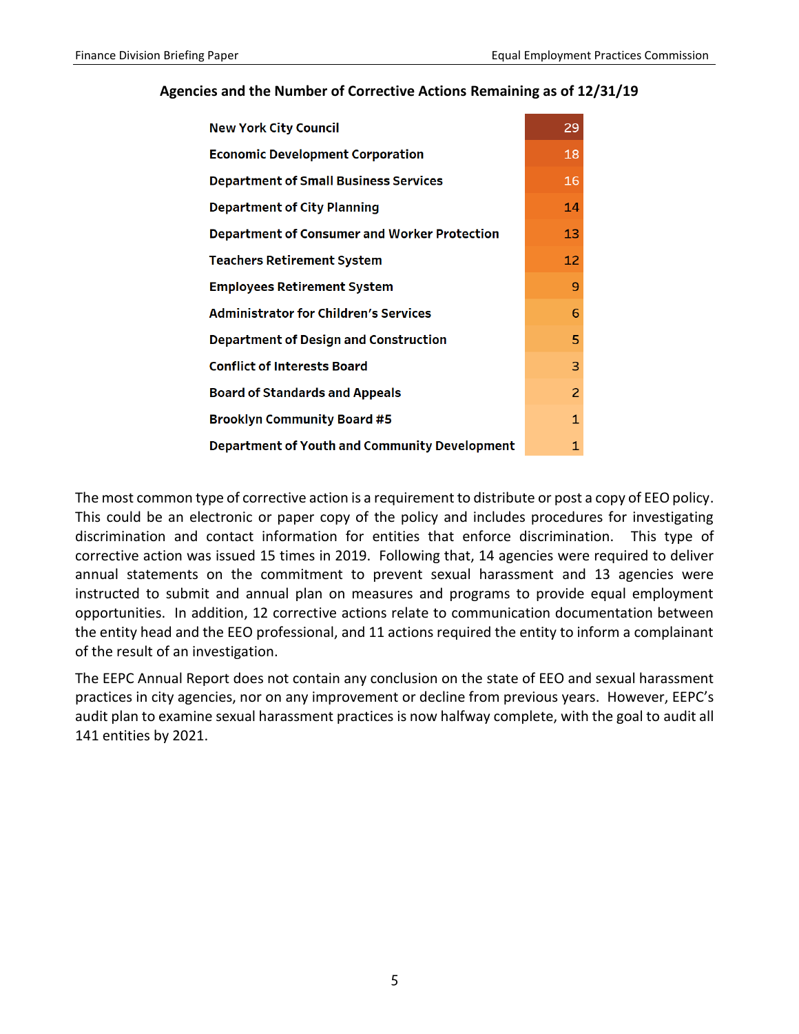**Agencies and the Number of Corrective Actions Remaining as of 12/31/19**

| | |
|---|---|
| New York City Council | 29 |
| Economic Development Corporation | 18 |
| Department of Small Business Services | 16 |
| Department of City Planning | 14 |
| Department of Consumer and Worker Protection | 13 |
| Teachers Retirement System | 12 |
| Employees Retirement System | 9 |
| Administrator for Children's Services | 6 |
| Department of Design and Construction | 5 |
| Conflict of Interests Board | 3 |
| Board of Standards and Appeals | 2 |
| Brooklyn Community Board #5 | 1 |
| Department of Youth and Community Development | 1 |

The most common type of corrective action is a requirement to distribute or post a copy of EEO policy. This could be an electronic or paper copy of the policy and includes procedures for investigating discrimination and contact information for entities that enforce discrimination. This type of corrective action was issued 15 times in 2019. Following that, 14 agencies were required to deliver annual statements on the commitment to prevent sexual harassment and 13 agencies were instructed to submit and annual plan on measures and programs to provide equal employment opportunities. In addition, 12 corrective actions relate to communication documentation between the entity head and the EEO professional, and 11 actions required the entity to inform a complainant of the result of an investigation.

The EEPC Annual Report does not contain any conclusion on the state of EEO and sexual harassment practices in city agencies, nor on any improvement or decline from previous years. However, EEPC's audit plan to examine sexual harassment practices is now halfway complete, with the goal to audit all 141 entities by 2021.